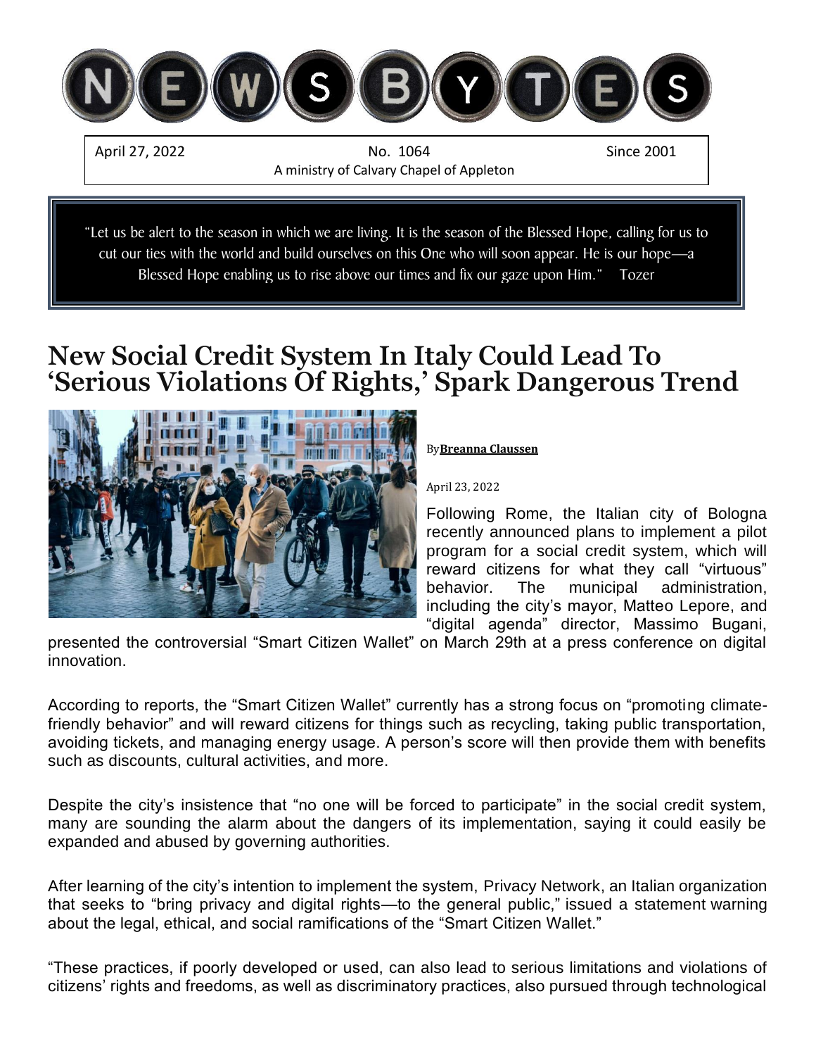# NEWSBYTES

April 27, 2022 | No. 1064 | Since 2001

A ministry of Calvary Chapel of Appleton

> "Let us be alert to the season in which we are living. It is the season of the Blessed Hope, calling for us to cut our ties with the world and build ourselves on this One who will soon appear. He is our hope—a Blessed Hope enabling us to rise above our times and fix our gaze upon Him." Tozer

## New Social Credit System In Italy Could Lead To 'Serious Violations Of Rights,' Spark Dangerous Trend

By **Breanna Claussen**

April 23, 2022

Following Rome, the Italian city of Bologna recently announced plans to implement a pilot program for a social credit system, which will reward citizens for what they call "virtuous" behavior. The municipal administration, including the city's mayor, Matteo Lepore, and "digital agenda" director, Massimo Bugani, presented the controversial "Smart Citizen Wallet" on March 29th at a press conference on digital innovation.

According to reports, the "Smart Citizen Wallet" currently has a strong focus on "promoting climate-friendly behavior" and will reward citizens for things such as recycling, taking public transportation, avoiding tickets, and managing energy usage. A person's score will then provide them with benefits such as discounts, cultural activities, and more.

Despite the city's insistence that "no one will be forced to participate" in the social credit system, many are sounding the alarm about the dangers of its implementation, saying it could easily be expanded and abused by governing authorities.

After learning of the city's intention to implement the system, Privacy Network, an Italian organization that seeks to "bring privacy and digital rights—to the general public," issued a statement warning about the legal, ethical, and social ramifications of the "Smart Citizen Wallet."

"These practices, if poorly developed or used, can also lead to serious limitations and violations of citizens' rights and freedoms, as well as discriminatory practices, also pursued through technological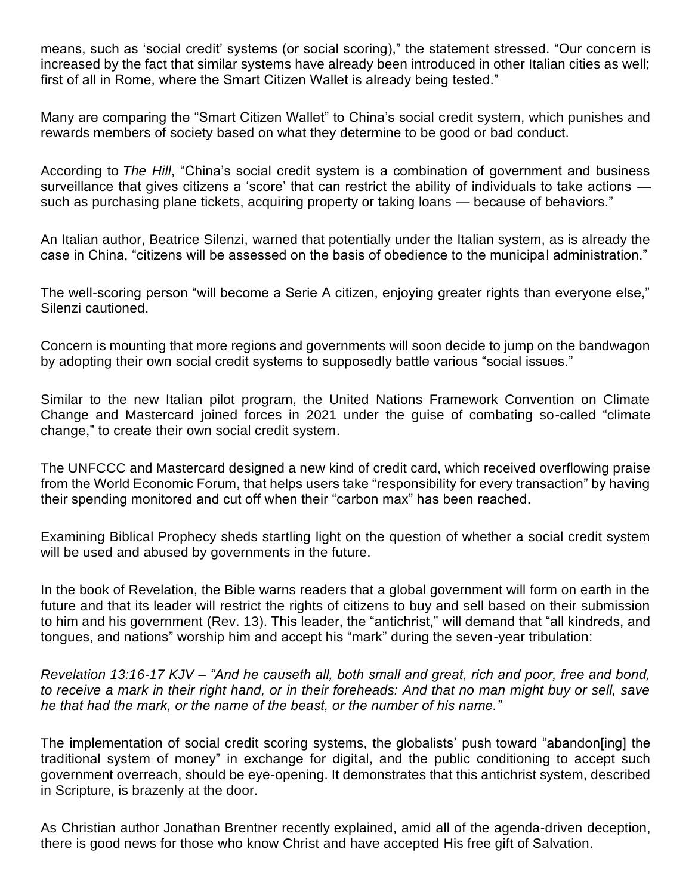means, such as 'social credit' systems (or social scoring)," the statement stressed. "Our concern is increased by the fact that similar systems have already been introduced in other Italian cities as well; first of all in Rome, where the Smart Citizen Wallet is already being tested."

Many are comparing the "Smart Citizen Wallet" to China's social credit system, which punishes and rewards members of society based on what they determine to be good or bad conduct.

According to *The Hill*, "China's social credit system is a combination of government and business surveillance that gives citizens a 'score' that can restrict the ability of individuals to take actions — such as purchasing plane tickets, acquiring property or taking loans — because of behaviors."

An Italian author, Beatrice Silenzi, warned that potentially under the Italian system, as is already the case in China, "citizens will be assessed on the basis of obedience to the municipal administration."

The well-scoring person "will become a Serie A citizen, enjoying greater rights than everyone else," Silenzi cautioned.

Concern is mounting that more regions and governments will soon decide to jump on the bandwagon by adopting their own social credit systems to supposedly battle various "social issues."

Similar to the new Italian pilot program, the United Nations Framework Convention on Climate Change and Mastercard joined forces in 2021 under the guise of combating so-called "climate change," to create their own social credit system.

The UNFCCC and Mastercard designed a new kind of credit card, which received overflowing praise from the World Economic Forum, that helps users take "responsibility for every transaction" by having their spending monitored and cut off when their "carbon max" has been reached.

Examining Biblical Prophecy sheds startling light on the question of whether a social credit system will be used and abused by governments in the future.

In the book of Revelation, the Bible warns readers that a global government will form on earth in the future and that its leader will restrict the rights of citizens to buy and sell based on their submission to him and his government (Rev. 13). This leader, the "antichrist," will demand that "all kindreds, and tongues, and nations" worship him and accept his "mark" during the seven-year tribulation:

*Revelation 13:16-17 KJV – "And he causeth all, both small and great, rich and poor, free and bond, to receive a mark in their right hand, or in their foreheads: And that no man might buy or sell, save he that had the mark, or the name of the beast, or the number of his name."*

The implementation of social credit scoring systems, the globalists' push toward "abandon[ing] the traditional system of money" in exchange for digital, and the public conditioning to accept such government overreach, should be eye-opening. It demonstrates that this antichrist system, described in Scripture, is brazenly at the door.

As Christian author Jonathan Brentner recently explained, amid all of the agenda-driven deception, there is good news for those who know Christ and have accepted His free gift of Salvation.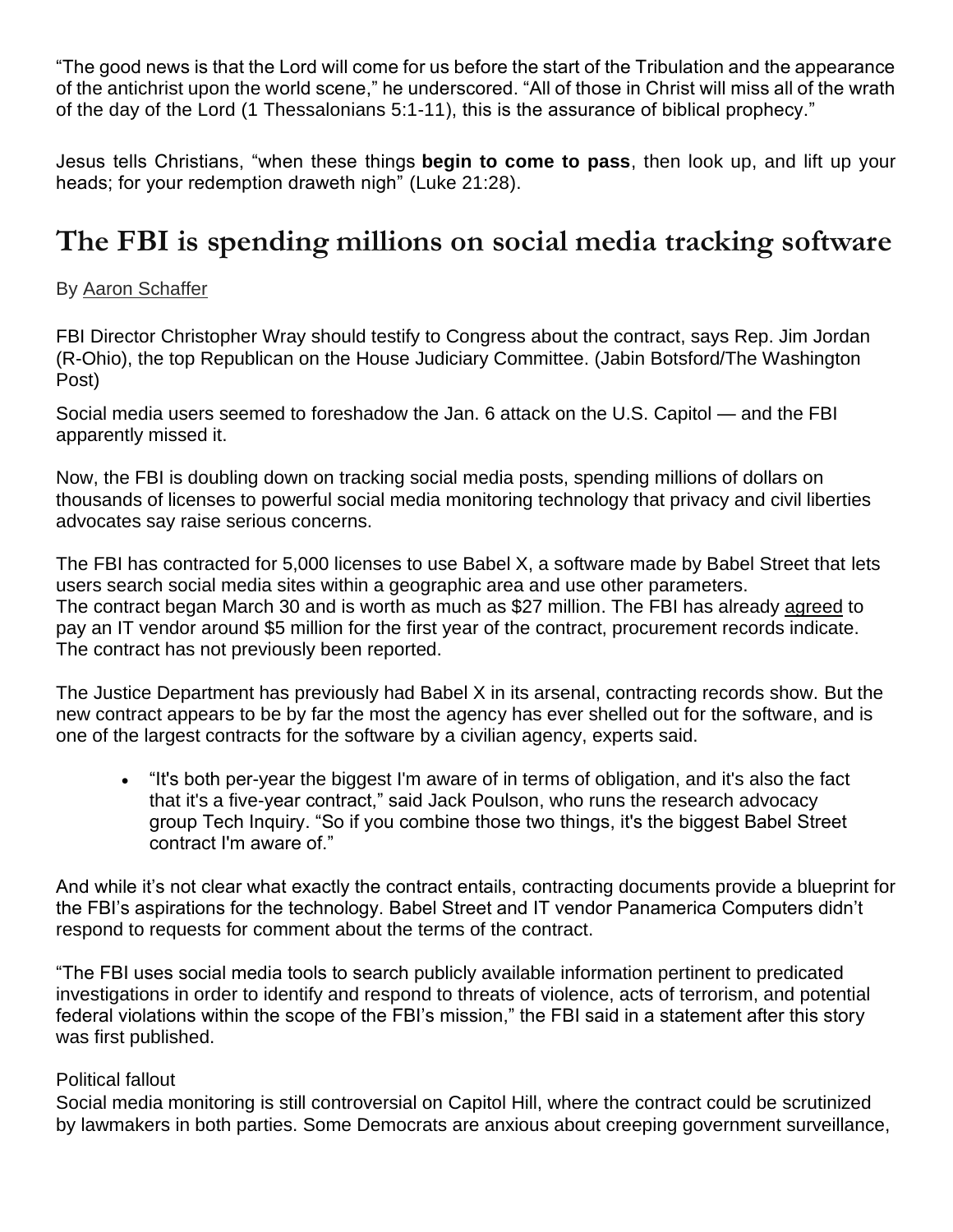"The good news is that the Lord will come for us before the start of the Tribulation and the appearance of the antichrist upon the world scene," he underscored. "All of those in Christ will miss all of the wrath of the day of the Lord (1 Thessalonians 5:1-11), this is the assurance of biblical prophecy."

Jesus tells Christians, "when these things **begin to come to pass**, then look up, and lift up your heads; for your redemption draweth nigh" (Luke 21:28).

## The FBI is spending millions on social media tracking software

By Aaron Schaffer

FBI Director Christopher Wray should testify to Congress about the contract, says Rep. Jim Jordan (R-Ohio), the top Republican on the House Judiciary Committee. (Jabin Botsford/The Washington Post)

Social media users seemed to foreshadow the Jan. 6 attack on the U.S. Capitol — and the FBI apparently missed it.

Now, the FBI is doubling down on tracking social media posts, spending millions of dollars on thousands of licenses to powerful social media monitoring technology that privacy and civil liberties advocates say raise serious concerns.

The FBI has contracted for 5,000 licenses to use Babel X, a software made by Babel Street that lets users search social media sites within a geographic area and use other parameters.
The contract began March 30 and is worth as much as $27 million. The FBI has already agreed to pay an IT vendor around $5 million for the first year of the contract, procurement records indicate. The contract has not previously been reported.

The Justice Department has previously had Babel X in its arsenal, contracting records show. But the new contract appears to be by far the most the agency has ever shelled out for the software, and is one of the largest contracts for the software by a civilian agency, experts said.

- "It's both per-year the biggest I'm aware of in terms of obligation, and it's also the fact that it's a five-year contract," said Jack Poulson, who runs the research advocacy group Tech Inquiry. "So if you combine those two things, it's the biggest Babel Street contract I'm aware of."

And while it's not clear what exactly the contract entails, contracting documents provide a blueprint for the FBI's aspirations for the technology. Babel Street and IT vendor Panamerica Computers didn't respond to requests for comment about the terms of the contract.

"The FBI uses social media tools to search publicly available information pertinent to predicated investigations in order to identify and respond to threats of violence, acts of terrorism, and potential federal violations within the scope of the FBI's mission," the FBI said in a statement after this story was first published.

Political fallout

Social media monitoring is still controversial on Capitol Hill, where the contract could be scrutinized by lawmakers in both parties. Some Democrats are anxious about creeping government surveillance,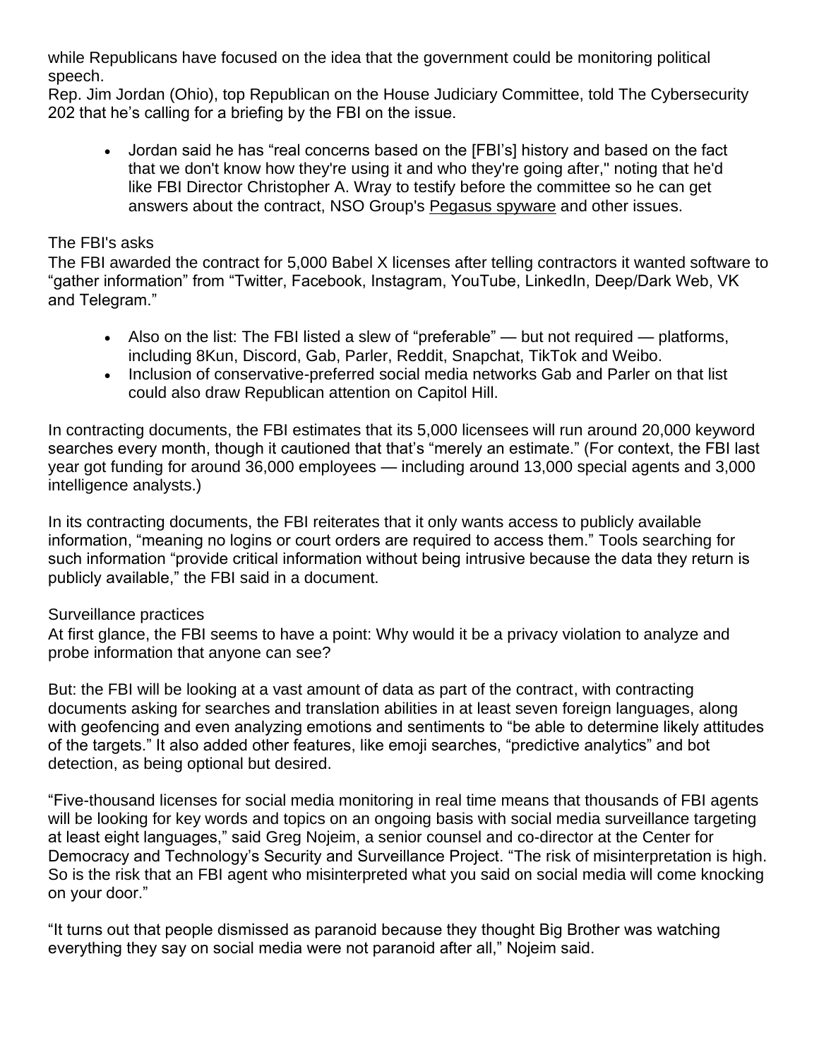while Republicans have focused on the idea that the government could be monitoring political speech.

Rep. Jim Jordan (Ohio), top Republican on the House Judiciary Committee, told The Cybersecurity 202 that he's calling for a briefing by the FBI on the issue.

- Jordan said he has "real concerns based on the [FBI's] history and based on the fact that we don't know how they're using it and who they're going after," noting that he'd like FBI Director Christopher A. Wray to testify before the committee so he can get answers about the contract, NSO Group's Pegasus spyware and other issues.

### The FBI's asks

The FBI awarded the contract for 5,000 Babel X licenses after telling contractors it wanted software to "gather information" from "Twitter, Facebook, Instagram, YouTube, LinkedIn, Deep/Dark Web, VK and Telegram."

- Also on the list: The FBI listed a slew of "preferable" — but not required — platforms, including 8Kun, Discord, Gab, Parler, Reddit, Snapchat, TikTok and Weibo.
- Inclusion of conservative-preferred social media networks Gab and Parler on that list could also draw Republican attention on Capitol Hill.

In contracting documents, the FBI estimates that its 5,000 licensees will run around 20,000 keyword searches every month, though it cautioned that that's "merely an estimate." (For context, the FBI last year got funding for around 36,000 employees — including around 13,000 special agents and 3,000 intelligence analysts.)

In its contracting documents, the FBI reiterates that it only wants access to publicly available information, "meaning no logins or court orders are required to access them." Tools searching for such information "provide critical information without being intrusive because the data they return is publicly available," the FBI said in a document.

### Surveillance practices

At first glance, the FBI seems to have a point: Why would it be a privacy violation to analyze and probe information that anyone can see?

But: the FBI will be looking at a vast amount of data as part of the contract, with contracting documents asking for searches and translation abilities in at least seven foreign languages, along with geofencing and even analyzing emotions and sentiments to "be able to determine likely attitudes of the targets." It also added other features, like emoji searches, "predictive analytics" and bot detection, as being optional but desired.

"Five-thousand licenses for social media monitoring in real time means that thousands of FBI agents will be looking for key words and topics on an ongoing basis with social media surveillance targeting at least eight languages," said Greg Nojeim, a senior counsel and co-director at the Center for Democracy and Technology's Security and Surveillance Project. "The risk of misinterpretation is high. So is the risk that an FBI agent who misinterpreted what you said on social media will come knocking on your door."

"It turns out that people dismissed as paranoid because they thought Big Brother was watching everything they say on social media were not paranoid after all," Nojeim said.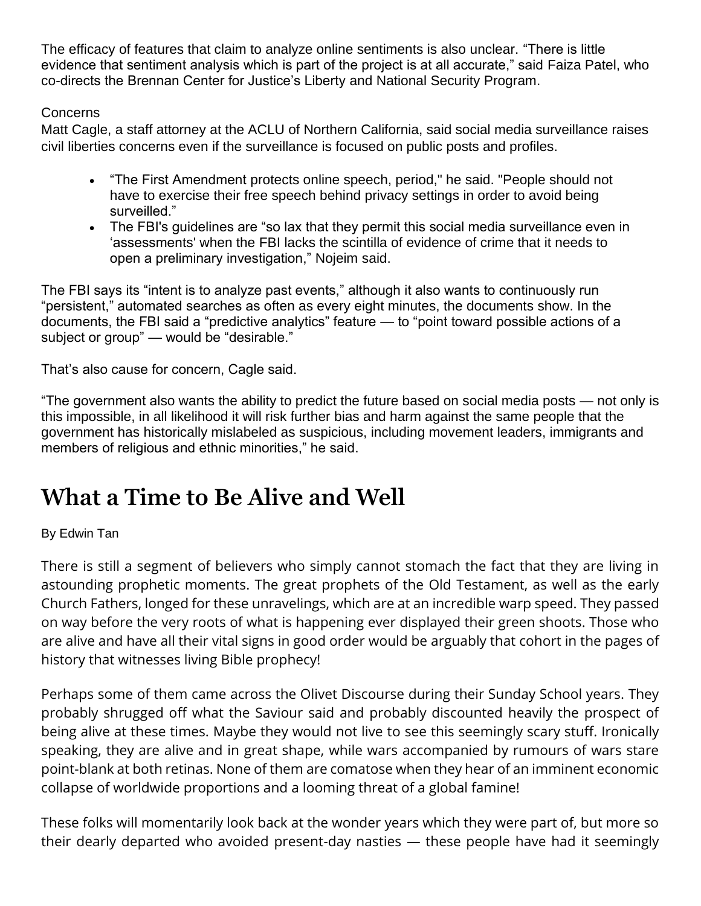The efficacy of features that claim to analyze online sentiments is also unclear. “There is little evidence that sentiment analysis which is part of the project is at all accurate,” said Faiza Patel, who co-directs the Brennan Center for Justice’s Liberty and National Security Program.

Concerns

Matt Cagle, a staff attorney at the ACLU of Northern California, said social media surveillance raises civil liberties concerns even if the surveillance is focused on public posts and profiles.

- “The First Amendment protects online speech, period," he said. "People should not have to exercise their free speech behind privacy settings in order to avoid being surveilled.”
- The FBI's guidelines are “so lax that they permit this social media surveillance even in ‘assessments' when the FBI lacks the scintilla of evidence of crime that it needs to open a preliminary investigation,” Nojeim said.

The FBI says its “intent is to analyze past events,” although it also wants to continuously run “persistent,” automated searches as often as every eight minutes, the documents show. In the documents, the FBI said a “predictive analytics” feature — to “point toward possible actions of a subject or group” — would be “desirable.”

That’s also cause for concern, Cagle said.

“The government also wants the ability to predict the future based on social media posts — not only is this impossible, in all likelihood it will risk further bias and harm against the same people that the government has historically mislabeled as suspicious, including movement leaders, immigrants and members of religious and ethnic minorities,” he said.

# What a Time to Be Alive and Well

By Edwin Tan

There is still a segment of believers who simply cannot stomach the fact that they are living in astounding prophetic moments. The great prophets of the Old Testament, as well as the early Church Fathers, longed for these unravelings, which are at an incredible warp speed. They passed on way before the very roots of what is happening ever displayed their green shoots. Those who are alive and have all their vital signs in good order would be arguably that cohort in the pages of history that witnesses living Bible prophecy!

Perhaps some of them came across the Olivet Discourse during their Sunday School years. They probably shrugged off what the Saviour said and probably discounted heavily the prospect of being alive at these times. Maybe they would not live to see this seemingly scary stuff. Ironically speaking, they are alive and in great shape, while wars accompanied by rumours of wars stare point-blank at both retinas. None of them are comatose when they hear of an imminent economic collapse of worldwide proportions and a looming threat of a global famine!

These folks will momentarily look back at the wonder years which they were part of, but more so their dearly departed who avoided present-day nasties — these people have had it seemingly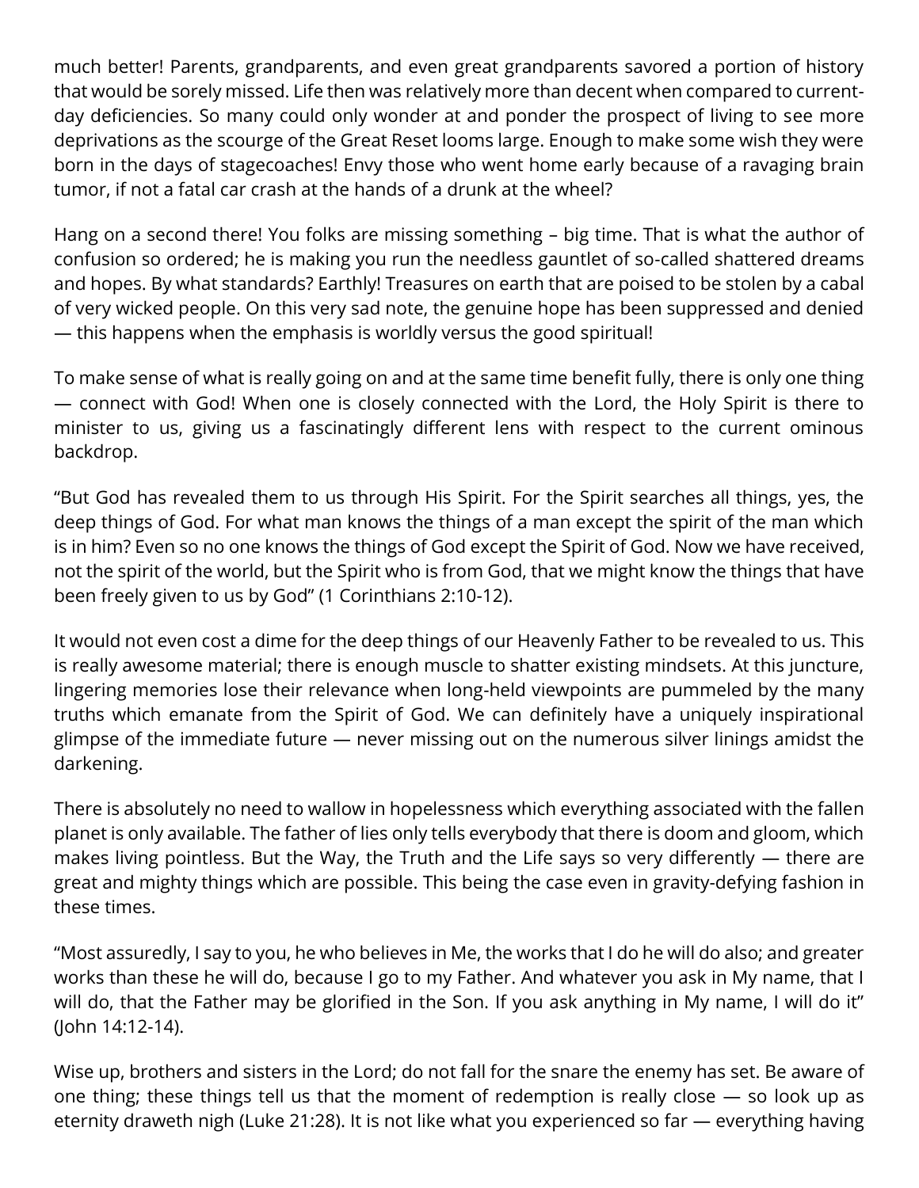much better! Parents, grandparents, and even great grandparents savored a portion of history that would be sorely missed. Life then was relatively more than decent when compared to current-day deficiencies. So many could only wonder at and ponder the prospect of living to see more deprivations as the scourge of the Great Reset looms large. Enough to make some wish they were born in the days of stagecoaches! Envy those who went home early because of a ravaging brain tumor, if not a fatal car crash at the hands of a drunk at the wheel?

Hang on a second there! You folks are missing something – big time. That is what the author of confusion so ordered; he is making you run the needless gauntlet of so-called shattered dreams and hopes. By what standards? Earthly! Treasures on earth that are poised to be stolen by a cabal of very wicked people. On this very sad note, the genuine hope has been suppressed and denied — this happens when the emphasis is worldly versus the good spiritual!

To make sense of what is really going on and at the same time benefit fully, there is only one thing — connect with God! When one is closely connected with the Lord, the Holy Spirit is there to minister to us, giving us a fascinatingly different lens with respect to the current ominous backdrop.

"But God has revealed them to us through His Spirit. For the Spirit searches all things, yes, the deep things of God. For what man knows the things of a man except the spirit of the man which is in him? Even so no one knows the things of God except the Spirit of God. Now we have received, not the spirit of the world, but the Spirit who is from God, that we might know the things that have been freely given to us by God" (1 Corinthians 2:10-12).

It would not even cost a dime for the deep things of our Heavenly Father to be revealed to us. This is really awesome material; there is enough muscle to shatter existing mindsets. At this juncture, lingering memories lose their relevance when long-held viewpoints are pummeled by the many truths which emanate from the Spirit of God. We can definitely have a uniquely inspirational glimpse of the immediate future — never missing out on the numerous silver linings amidst the darkening.

There is absolutely no need to wallow in hopelessness which everything associated with the fallen planet is only available. The father of lies only tells everybody that there is doom and gloom, which makes living pointless. But the Way, the Truth and the Life says so very differently — there are great and mighty things which are possible. This being the case even in gravity-defying fashion in these times.

"Most assuredly, I say to you, he who believes in Me, the works that I do he will do also; and greater works than these he will do, because I go to my Father. And whatever you ask in My name, that I will do, that the Father may be glorified in the Son. If you ask anything in My name, I will do it" (John 14:12-14).

Wise up, brothers and sisters in the Lord; do not fall for the snare the enemy has set. Be aware of one thing; these things tell us that the moment of redemption is really close — so look up as eternity draweth nigh (Luke 21:28). It is not like what you experienced so far — everything having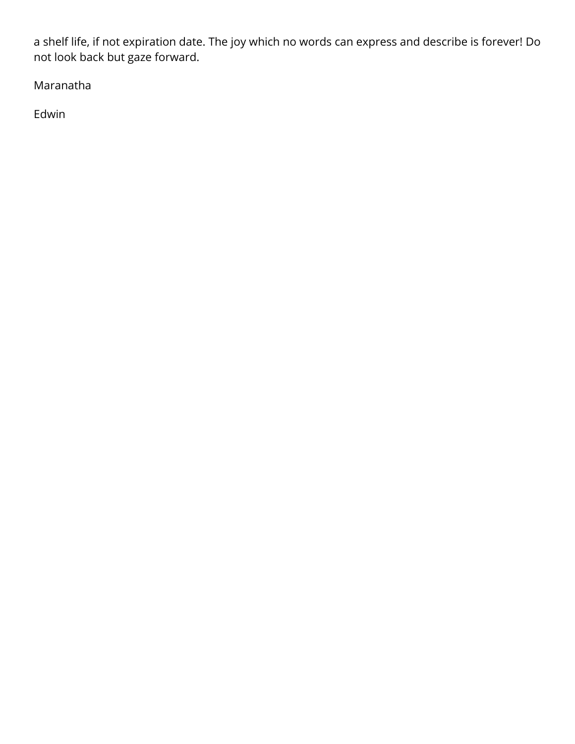a shelf life, if not expiration date. The joy which no words can express and describe is forever! Do not look back but gaze forward.

Maranatha

Edwin